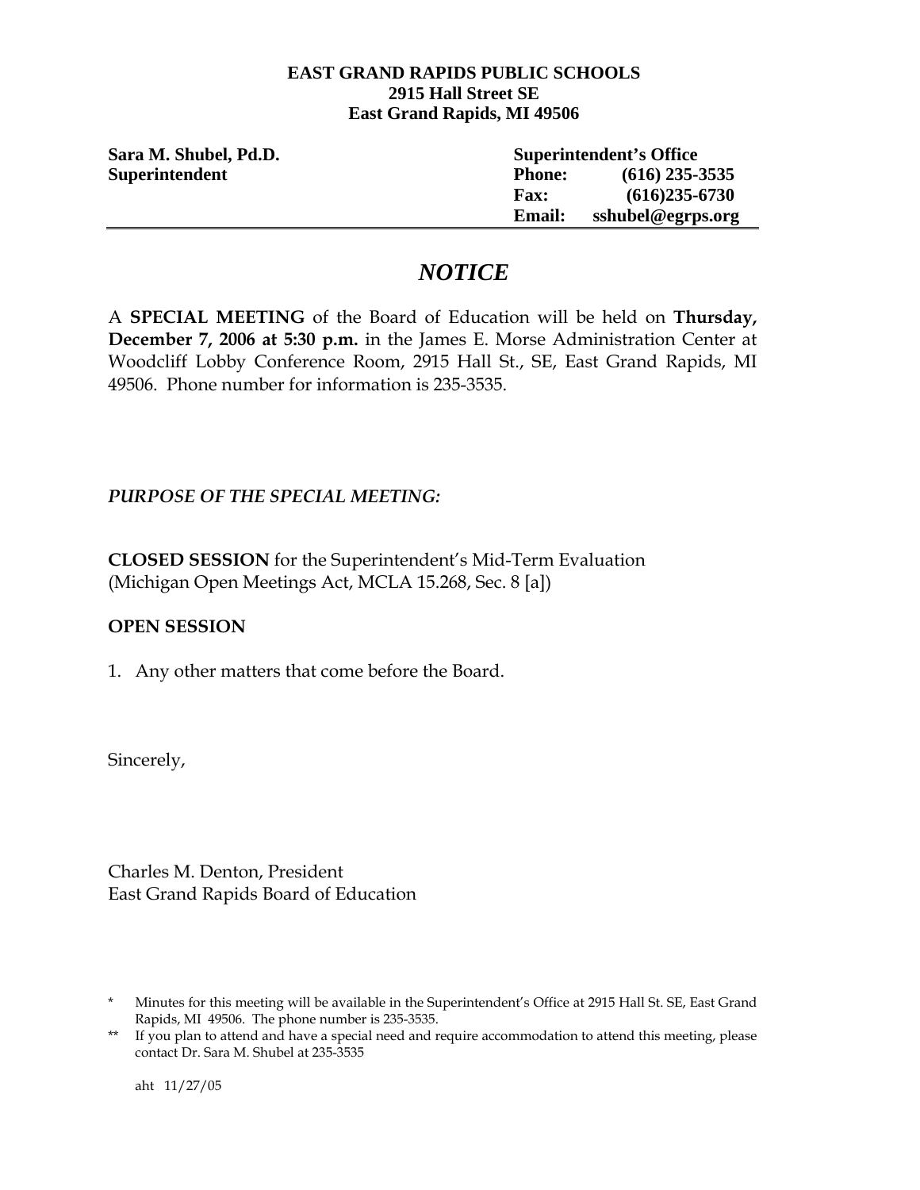**EAST GRAND RAPIDS PUBLIC SCHOOLS**
**2915 Hall Street SE**
**East Grand Rapids, MI 49506**

**Sara M. Shubel, Pd.D.**
**Superintendent**

**Superintendent's Office**
**Phone:** (616) 235-3535
**Fax:** (616)235-6730
**Email:** sshubel@egrps.org

---

# *NOTICE*

A **SPECIAL MEETING** of the Board of Education will be held on **Thursday, December 7, 2006 at 5:30 p.m.** in the James E. Morse Administration Center at Woodcliff Lobby Conference Room, 2915 Hall St., SE, East Grand Rapids, MI 49506. Phone number for information is 235-3535.

***PURPOSE OF THE SPECIAL MEETING:***

**CLOSED SESSION** for the Superintendent's Mid-Term Evaluation
(Michigan Open Meetings Act, MCLA 15.268, Sec. 8 [a])

**OPEN SESSION**

1. Any other matters that come before the Board.

Sincerely,

Charles M. Denton, President
East Grand Rapids Board of Education

\* Minutes for this meeting will be available in the Superintendent's Office at 2915 Hall St. SE, East Grand Rapids, MI 49506. The phone number is 235-3535.

\*\* If you plan to attend and have a special need and require accommodation to attend this meeting, please contact Dr. Sara M. Shubel at 235-3535

aht 11/27/05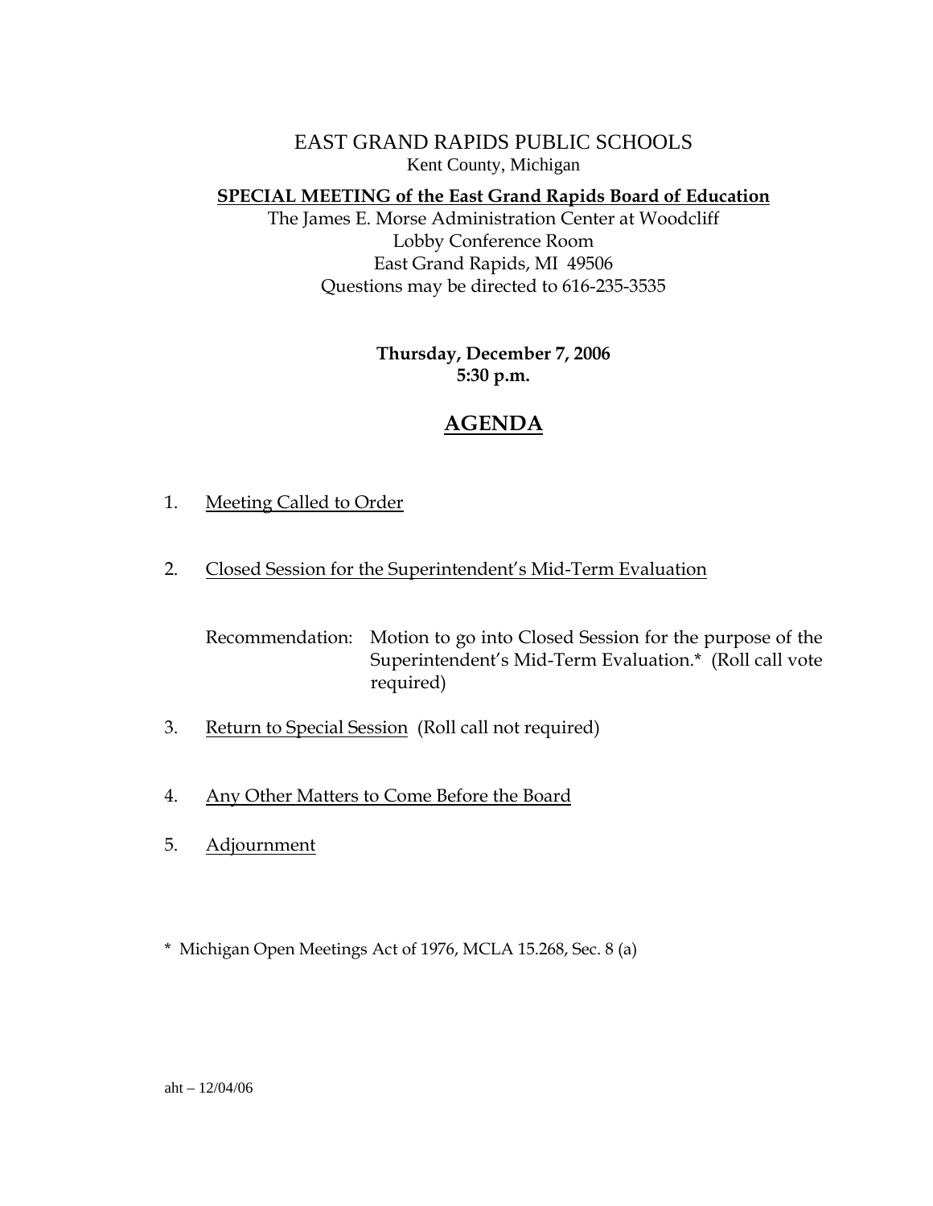# EAST GRAND RAPIDS PUBLIC SCHOOLS

Kent County, Michigan

**SPECIAL MEETING of the East Grand Rapids Board of Education**

The James E. Morse Administration Center at Woodcliff
Lobby Conference Room
East Grand Rapids, MI 49506
Questions may be directed to 616-235-3535

**Thursday, December 7, 2006**
**5:30 p.m.**

## AGENDA

1. Meeting Called to Order

2. Closed Session for the Superintendent's Mid-Term Evaluation

   Recommendation: Motion to go into Closed Session for the purpose of the Superintendent's Mid-Term Evaluation.* (Roll call vote required)

3. Return to Special Session (Roll call not required)

4. Any Other Matters to Come Before the Board

5. Adjournment

\* Michigan Open Meetings Act of 1976, MCLA 15.268, Sec. 8 (a)

aht – 12/04/06